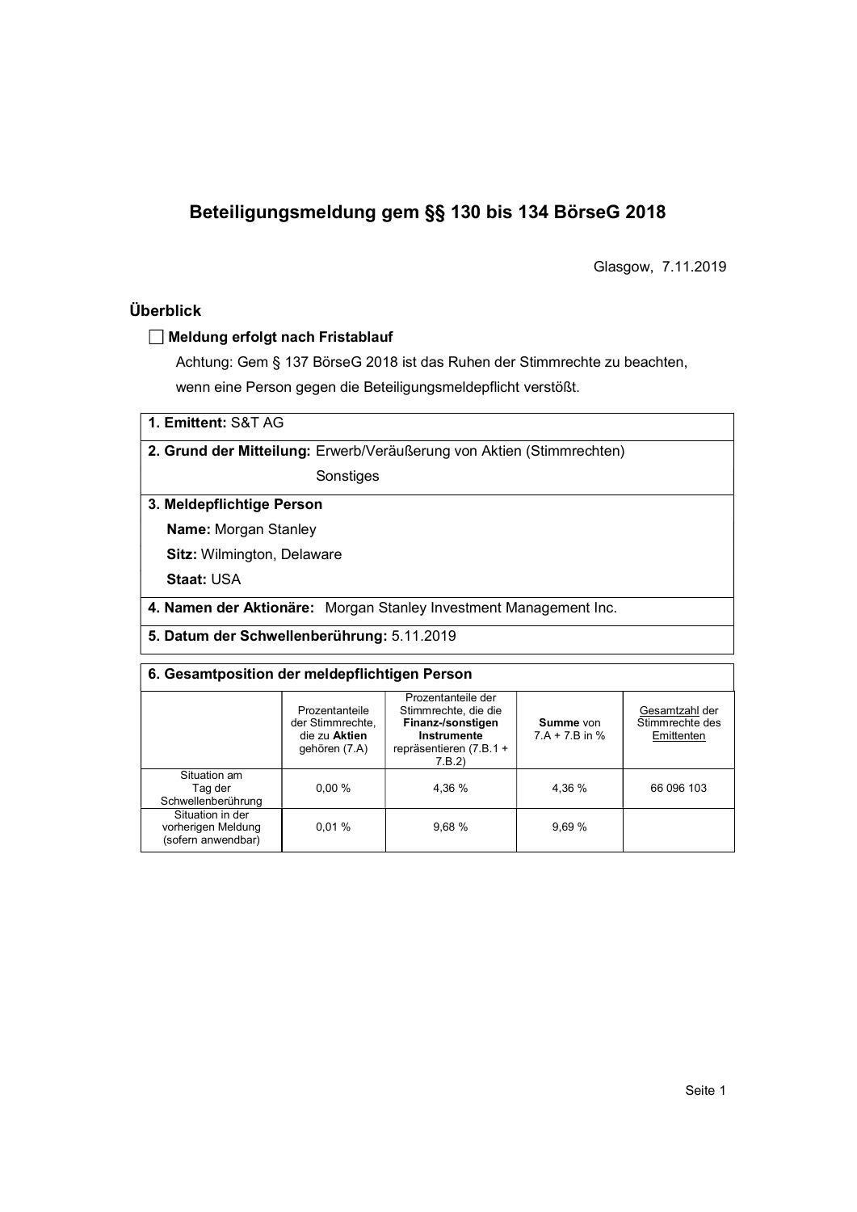# Beteiligungsmeldung gem §§ 130 bis 134 BörseG 2018

Glasgow, 7.11.2019

## Überblick

☐ **Meldung erfolgt nach Fristablauf**

Achtung: Gem § 137 BörseG 2018 ist das Ruhen der Stimmrechte zu beachten, wenn eine Person gegen die Beteiligungsmeldepflicht verstößt.

**1. Emittent:** S&T AG

**2. Grund der Mitteilung:** Erwerb/Veräußerung von Aktien (Stimmrechten)
Sonstiges

**3. Meldepflichtige Person**

**Name:** Morgan Stanley

**Sitz:** Wilmington, Delaware

**Staat:** USA

**4. Namen der Aktionäre:** Morgan Stanley Investment Management Inc.

**5. Datum der Schwellenberührung:** 5.11.2019

**6. Gesamtposition der meldepflichtigen Person**

| | Prozentanteile der Stimmrechte, die zu **Aktien** gehören (7.A) | Prozentanteile der Stimmrechte, die die **Finanz-/sonstigen Instrumente** repräsentieren (7.B.1 + 7.B.2) | **Summe** von 7.A + 7.B in % | Gesamtzahl der Stimmrechte des Emittenten |
|---|---|---|---|---|
| Situation am Tag der Schwellenberührung | 0,00 % | 4,36 % | 4,36 % | 66 096 103 |
| Situation in der vorherigen Meldung (sofern anwendbar) | 0,01 % | 9,68 % | 9,69 % | |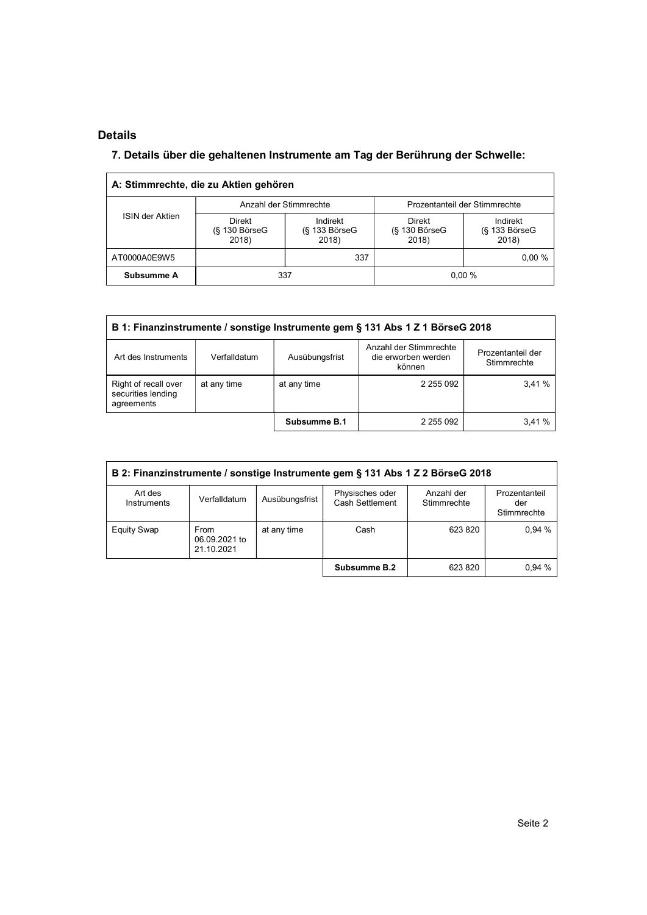## Details

### 7. Details über die gehaltenen Instrumente am Tag der Berührung der Schwelle:

| A: Stimmrechte, die zu Aktien gehören | | | | |
|---|---|---|---|---|
| ISIN der Aktien | Anzahl der Stimmrechte | | Prozentanteil der Stimmrechte | |
| | Direkt (§ 130 BörseG 2018) | Indirekt (§ 133 BörseG 2018) | Direkt (§ 130 BörseG 2018) | Indirekt (§ 133 BörseG 2018) |
| AT0000A0E9W5 | | 337 | | 0,00 % |
| **Subsumme A** | 337 | | 0,00 % | |

| B 1: Finanzinstrumente / sonstige Instrumente gem § 131 Abs 1 Z 1 BörseG 2018 | | | | |
|---|---|---|---|---|
| Art des Instruments | Verfalldatum | Ausübungsfrist | Anzahl der Stimmrechte die erworben werden können | Prozentanteil der Stimmrechte |
| Right of recall over securities lending agreements | at any time | at any time | 2 255 092 | 3,41 % |
| | | **Subsumme B.1** | 2 255 092 | 3,41 % |

| B 2: Finanzinstrumente / sonstige Instrumente gem § 131 Abs 1 Z 2 BörseG 2018 | | | | | |
|---|---|---|---|---|---|
| Art des Instruments | Verfalldatum | Ausübungsfrist | Physisches oder Cash Settlement | Anzahl der Stimmrechte | Prozentanteil der Stimmrechte |
| Equity Swap | From 06.09.2021 to 21.10.2021 | at any time | Cash | 623 820 | 0,94 % |
| | | | **Subsumme B.2** | 623 820 | 0,94 % |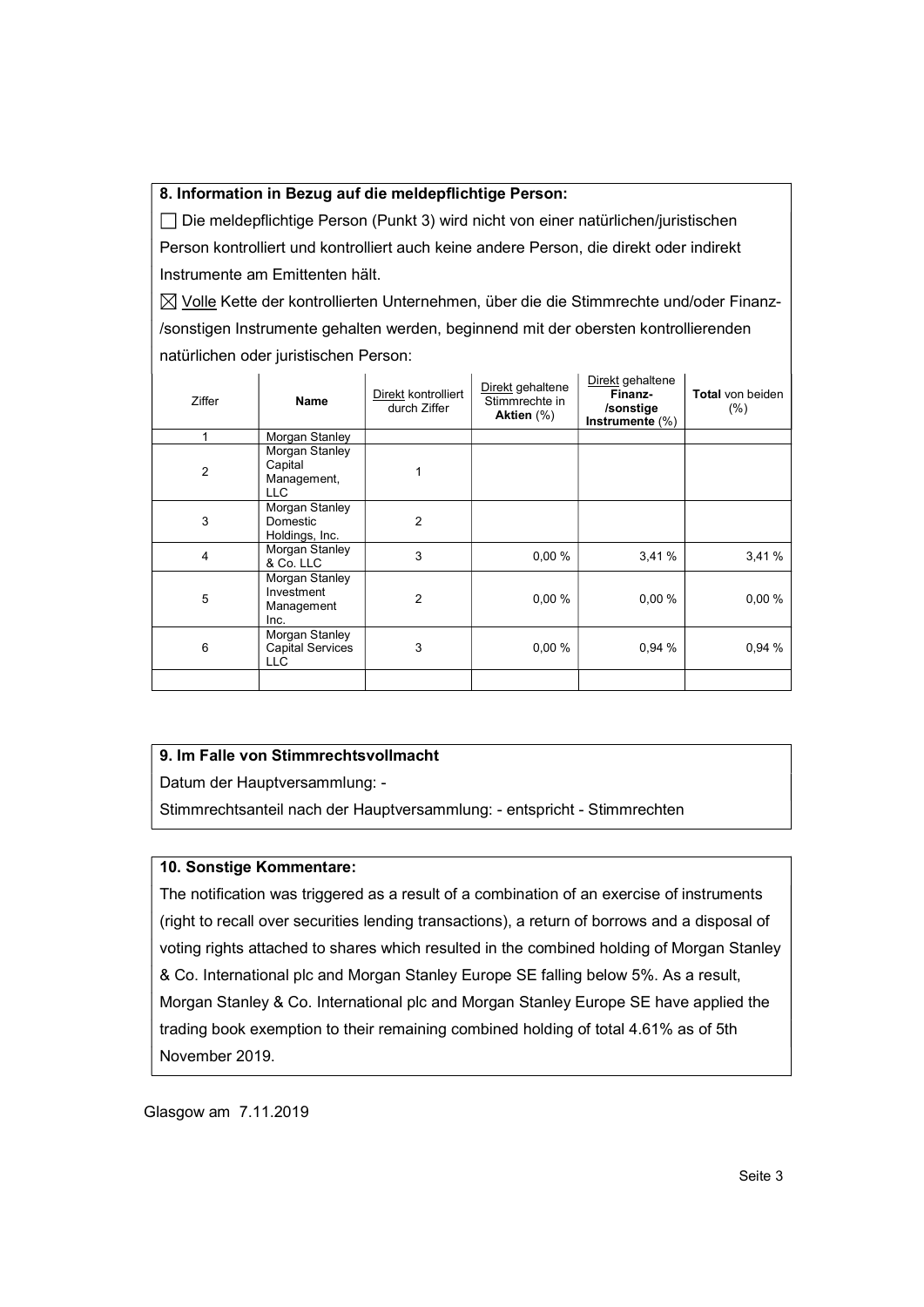## 8. Information in Bezug auf die meldepflichtige Person:

☐ Die meldepflichtige Person (Punkt 3) wird nicht von einer natürlichen/juristischen Person kontrolliert und kontrolliert auch keine andere Person, die direkt oder indirekt Instrumente am Emittenten hält.

☒ Volle Kette der kontrollierten Unternehmen, über die die Stimmrechte und/oder Finanz-/sonstigen Instrumente gehalten werden, beginnend mit der obersten kontrollierenden natürlichen oder juristischen Person:

| Ziffer | Name | Direkt kontrolliert durch Ziffer | Direkt gehaltene Stimmrechte in **Aktien** (%) | Direkt gehaltene **Finanz-/sonstige Instrumente** (%) | **Total** von beiden (%) |
|---|---|---|---|---|---|
| 1 | Morgan Stanley | | | | |
| 2 | Morgan Stanley Capital Management, LLC | 1 | | | |
| 3 | Morgan Stanley Domestic Holdings, Inc. | 2 | | | |
| 4 | Morgan Stanley & Co. LLC | 3 | 0,00 % | 3,41 % | 3,41 % |
| 5 | Morgan Stanley Investment Management Inc. | 2 | 0,00 % | 0,00 % | 0,00 % |
| 6 | Morgan Stanley Capital Services LLC | 3 | 0,00 % | 0,94 % | 0,94 % |
| | | | | | |

## 9. Im Falle von Stimmrechtsvollmacht

Datum der Hauptversammlung: -

Stimmrechtsanteil nach der Hauptversammlung: - entspricht - Stimmrechten

## 10. Sonstige Kommentare:

The notification was triggered as a result of a combination of an exercise of instruments (right to recall over securities lending transactions), a return of borrows and a disposal of voting rights attached to shares which resulted in the combined holding of Morgan Stanley & Co. International plc and Morgan Stanley Europe SE falling below 5%. As a result, Morgan Stanley & Co. International plc and Morgan Stanley Europe SE have applied the trading book exemption to their remaining combined holding of total 4.61% as of 5th November 2019.

Glasgow am 7.11.2019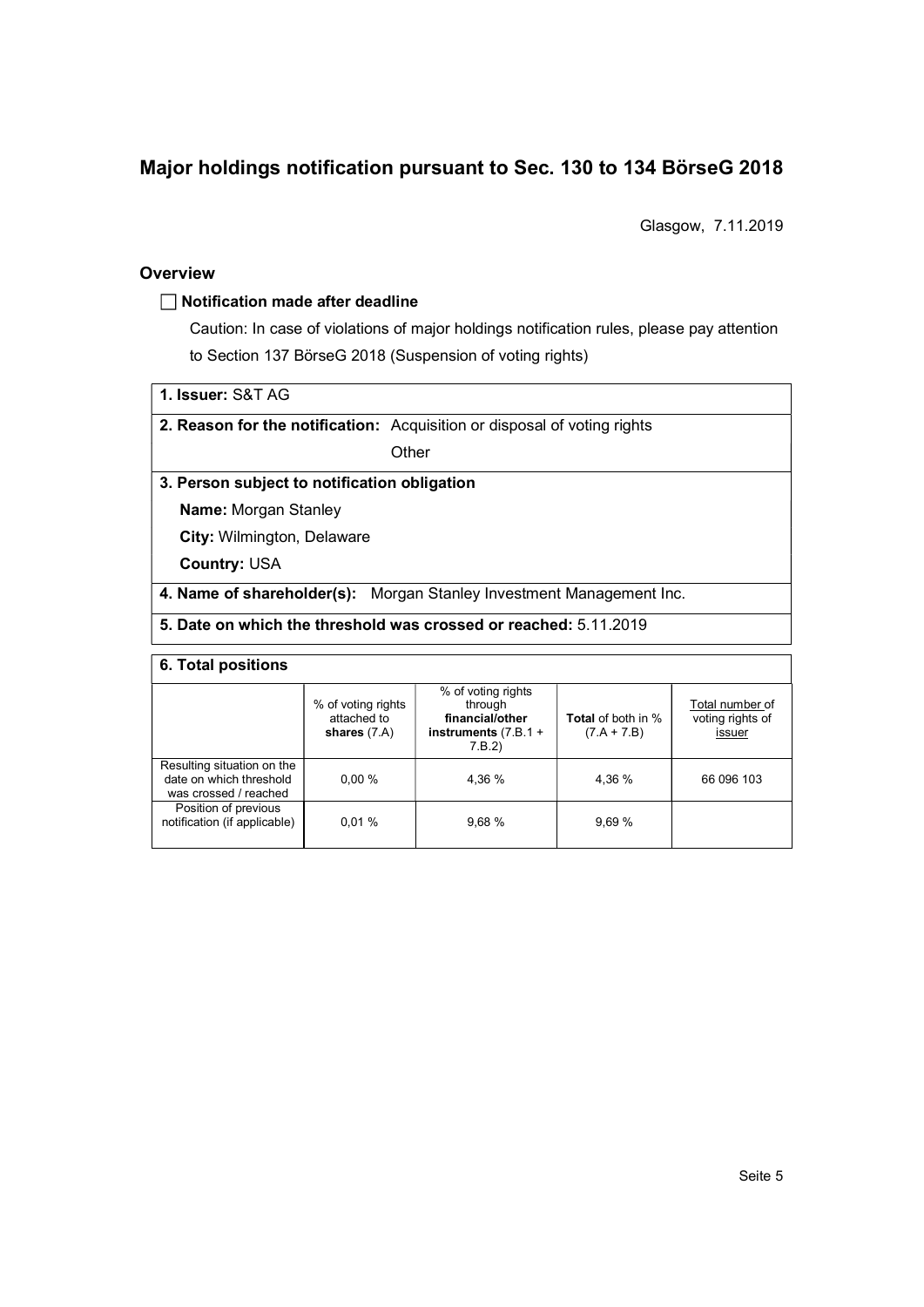# Major holdings notification pursuant to Sec. 130 to 134 BörseG 2018

Glasgow, 7.11.2019

## Overview

☐ **Notification made after deadline**

Caution: In case of violations of major holdings notification rules, please pay attention to Section 137 BörseG 2018 (Suspension of voting rights)

**1. Issuer:** S&T AG

**2. Reason for the notification:** Acquisition or disposal of voting rights
Other

**3. Person subject to notification obligation**

**Name:** Morgan Stanley

**City:** Wilmington, Delaware

**Country:** USA

**4. Name of shareholder(s):** Morgan Stanley Investment Management Inc.

**5. Date on which the threshold was crossed or reached:** 5.11.2019

**6. Total positions**

| | % of voting rights attached to **shares** (7.A) | % of voting rights through **financial/other instruments** (7.B.1 + 7.B.2) | **Total** of both in % (7.A + 7.B) | Total number of voting rights of issuer |
|---|---|---|---|---|
| Resulting situation on the date on which threshold was crossed / reached | 0,00 % | 4,36 % | 4,36 % | 66 096 103 |
| Position of previous notification (if applicable) | 0,01 % | 9,68 % | 9,69 % | |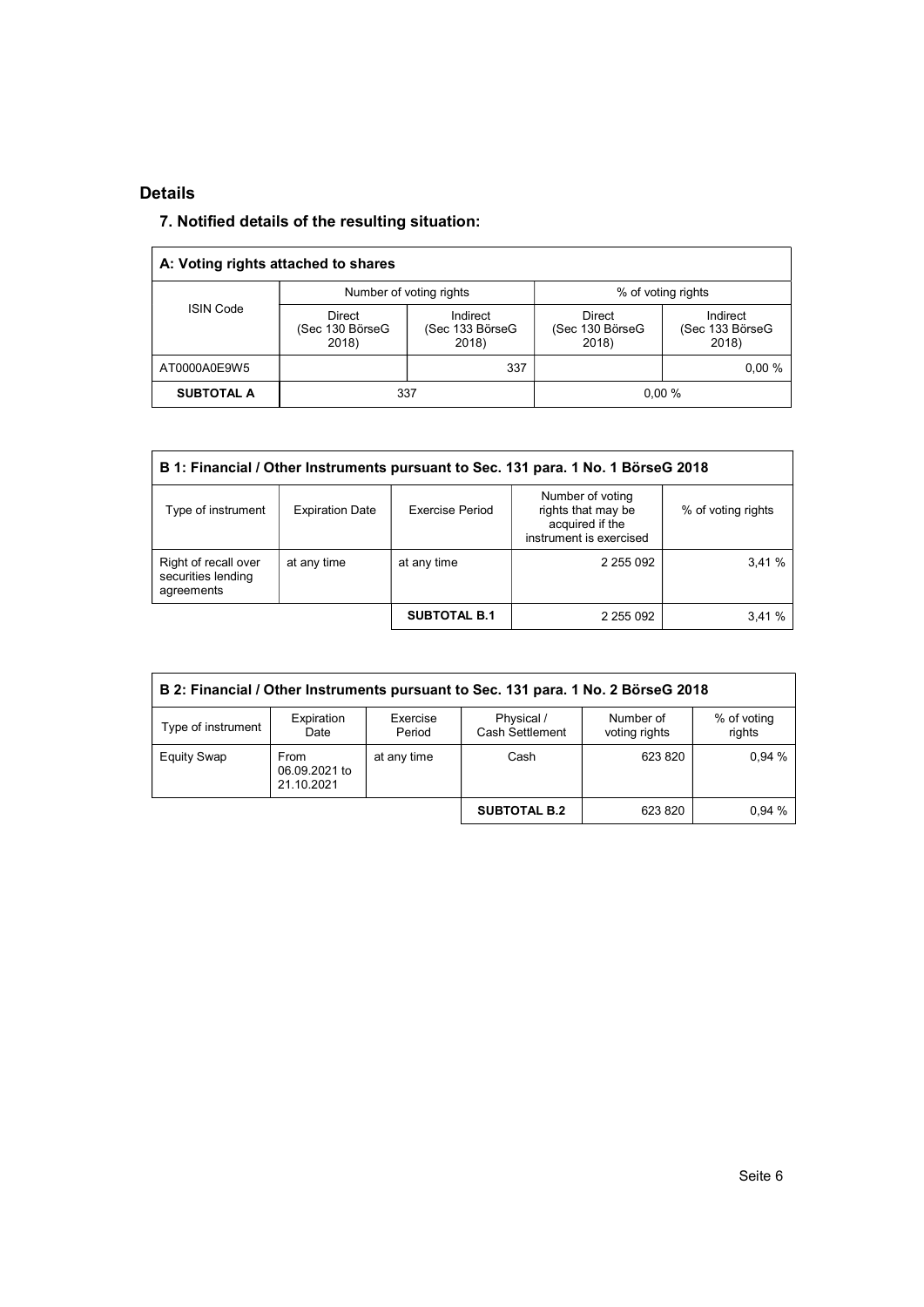## Details

### 7. Notified details of the resulting situation:

| A: Voting rights attached to shares | | | | |
|---|---|---|---|---|
| ISIN Code | Number of voting rights | | % of voting rights | |
| | Direct (Sec 130 BörseG 2018) | Indirect (Sec 133 BörseG 2018) | Direct (Sec 130 BörseG 2018) | Indirect (Sec 133 BörseG 2018) |
| AT0000A0E9W5 | | 337 | | 0,00 % |
| **SUBTOTAL A** | 337 | | 0,00 % | |

| B 1: Financial / Other Instruments pursuant to Sec. 131 para. 1 No. 1 BörseG 2018 | | | | |
|---|---|---|---|---|
| Type of instrument | Expiration Date | Exercise Period | Number of voting rights that may be acquired if the instrument is exercised | % of voting rights |
| Right of recall over securities lending agreements | at any time | at any time | 2 255 092 | 3,41 % |
| | | **SUBTOTAL B.1** | 2 255 092 | 3,41 % |

| B 2: Financial / Other Instruments pursuant to Sec. 131 para. 1 No. 2 BörseG 2018 | | | | | |
|---|---|---|---|---|---|
| Type of instrument | Expiration Date | Exercise Period | Physical / Cash Settlement | Number of voting rights | % of voting rights |
| Equity Swap | From 06.09.2021 to 21.10.2021 | at any time | Cash | 623 820 | 0,94 % |
| | | | **SUBTOTAL B.2** | 623 820 | 0,94 % |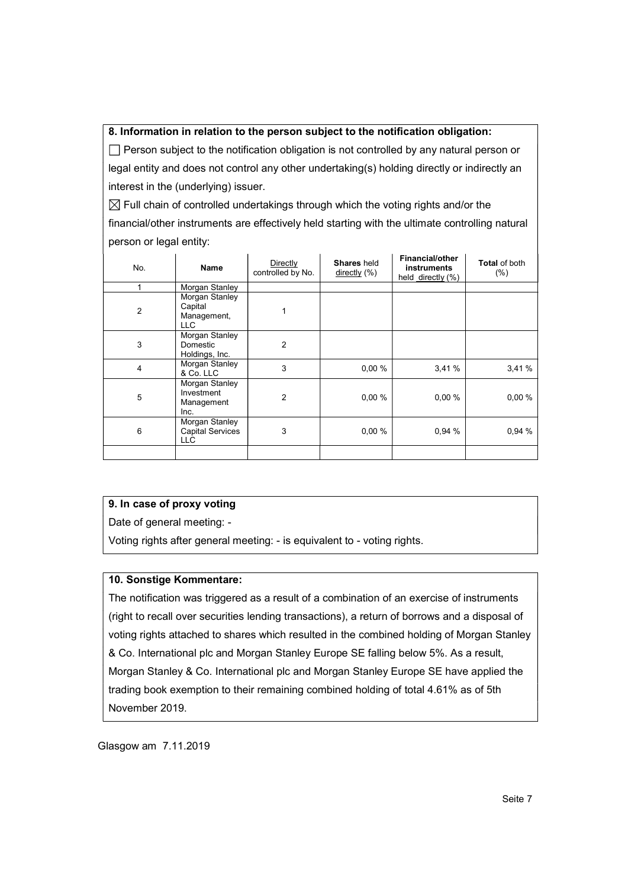**8. Information in relation to the person subject to the notification obligation:**

☐ Person subject to the notification obligation is not controlled by any natural person or legal entity and does not control any other undertaking(s) holding directly or indirectly an interest in the (underlying) issuer.

☒ Full chain of controlled undertakings through which the voting rights and/or the financial/other instruments are effectively held starting with the ultimate controlling natural person or legal entity:

| No. | Name | Directly controlled by No. | Shares held directly (%) | Financial/other instruments held directly (%) | Total of both (%) |
|---|---|---|---|---|---|
| 1 | Morgan Stanley | | | | |
| 2 | Morgan Stanley Capital Management, LLC | 1 | | | |
| 3 | Morgan Stanley Domestic Holdings, Inc. | 2 | | | |
| 4 | Morgan Stanley & Co. LLC | 3 | 0,00 % | 3,41 % | 3,41 % |
| 5 | Morgan Stanley Investment Management Inc. | 2 | 0,00 % | 0,00 % | 0,00 % |
| 6 | Morgan Stanley Capital Services LLC | 3 | 0,00 % | 0,94 % | 0,94 % |
| | | | | | |

**9. In case of proxy voting**

Date of general meeting: -

Voting rights after general meeting: - is equivalent to - voting rights.

**10. Sonstige Kommentare:**

The notification was triggered as a result of a combination of an exercise of instruments (right to recall over securities lending transactions), a return of borrows and a disposal of voting rights attached to shares which resulted in the combined holding of Morgan Stanley & Co. International plc and Morgan Stanley Europe SE falling below 5%. As a result, Morgan Stanley & Co. International plc and Morgan Stanley Europe SE have applied the trading book exemption to their remaining combined holding of total 4.61% as of 5th November 2019.

Glasgow am 7.11.2019